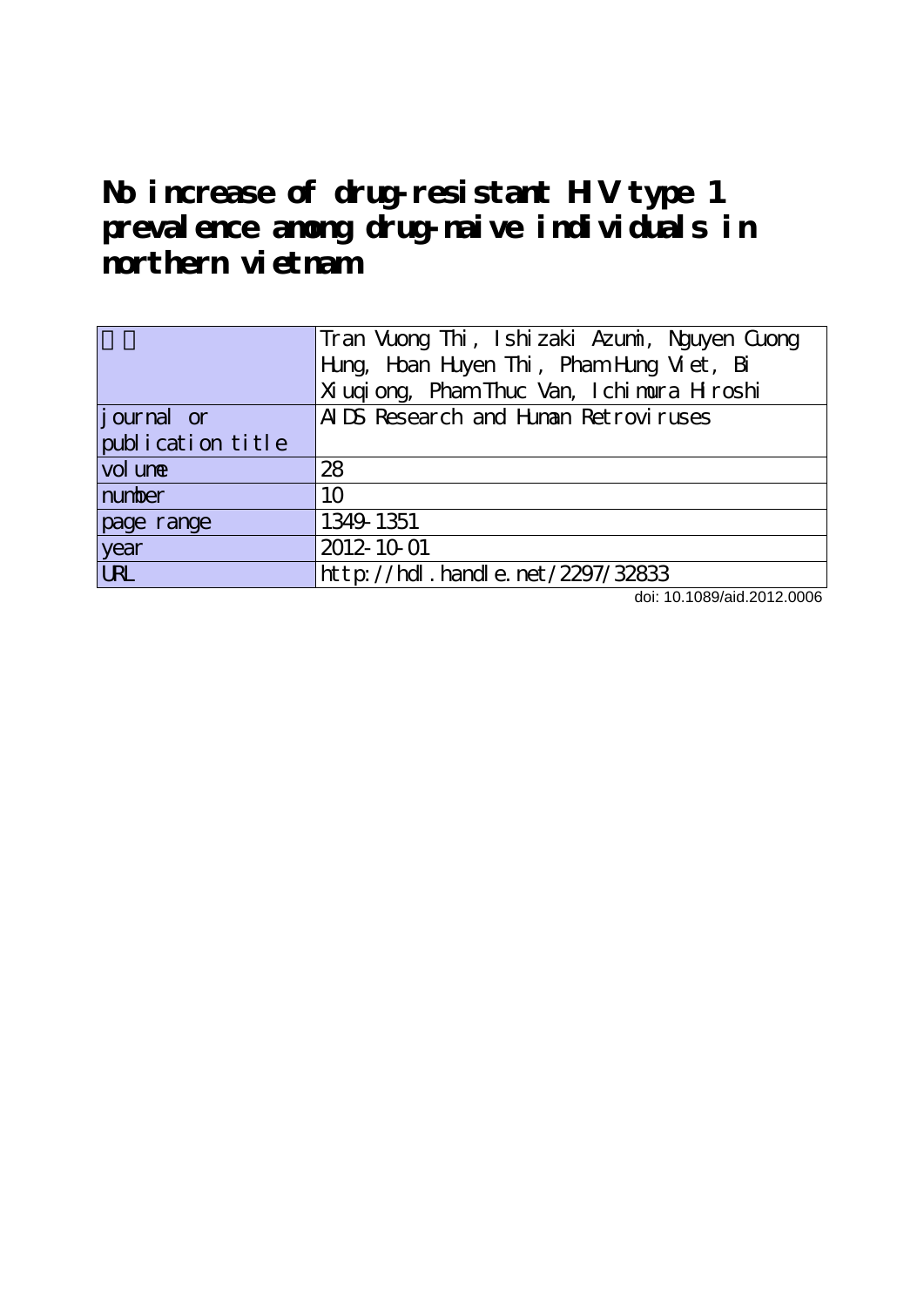# No increase of drug-resistant HIV type 1 prevalence among drug-naive individuals in northern vietnam

| 著者 | Tran Vuong Thi, Ishizaki Azumi, Nguyen Cuong Hung, Hoan Huyen Thi, Pham Hung Viet, Bi Xiuqiong, Pham Thuc Van, Ichimura Hiroshi |
|---|---|
| journal or publication title | AIDS Research and Human Retroviruses |
| volume | 28 |
| number | 10 |
| page range | 1349-1351 |
| year | 2012-10-01 |
| URL | http://hdl.handle.net/2297/32833 |

doi: 10.1089/aid.2012.0006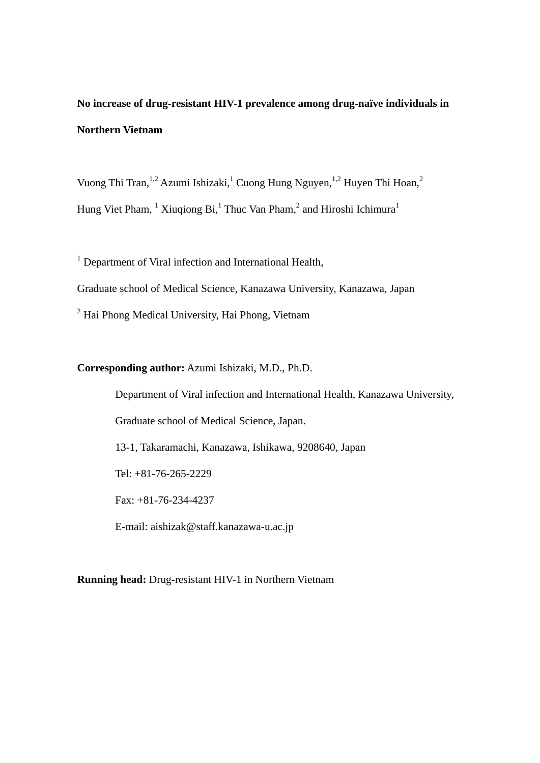# No increase of drug-resistant HIV-1 prevalence among drug-naïve individuals in Northern Vietnam

Vuong Thi Tran,[1,2] Azumi Ishizaki,[1] Cuong Hung Nguyen,[1,2] Huyen Thi Hoan,[2] Hung Viet Pham, [1] Xiuqiong Bi,[1] Thuc Van Pham,[2] and Hiroshi Ichimura[1]

[1] Department of Viral infection and International Health,

Graduate school of Medical Science, Kanazawa University, Kanazawa, Japan

[2] Hai Phong Medical University, Hai Phong, Vietnam

**Corresponding author:** Azumi Ishizaki, M.D., Ph.D.

Department of Viral infection and International Health, Kanazawa University,

Graduate school of Medical Science, Japan.

13-1, Takaramachi, Kanazawa, Ishikawa, 9208640, Japan

Tel: +81-76-265-2229

Fax: +81-76-234-4237

E-mail: aishizak@staff.kanazawa-u.ac.jp

**Running head:** Drug-resistant HIV-1 in Northern Vietnam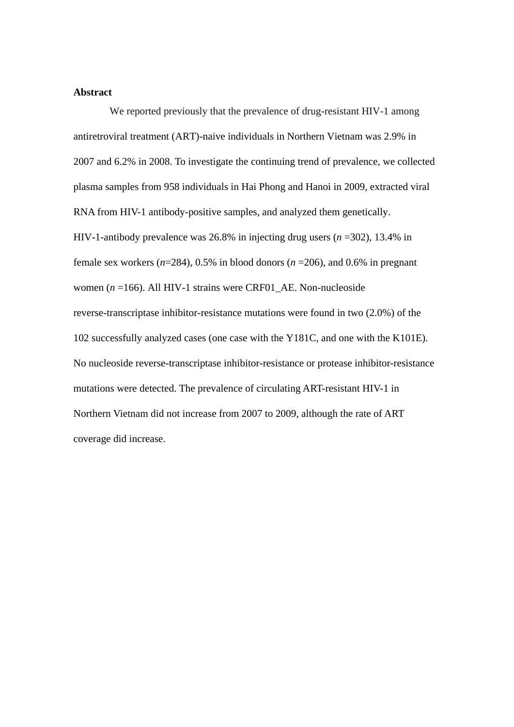## Abstract

We reported previously that the prevalence of drug-resistant HIV-1 among antiretroviral treatment (ART)-naive individuals in Northern Vietnam was 2.9% in 2007 and 6.2% in 2008. To investigate the continuing trend of prevalence, we collected plasma samples from 958 individuals in Hai Phong and Hanoi in 2009, extracted viral RNA from HIV-1 antibody-positive samples, and analyzed them genetically. HIV-1-antibody prevalence was 26.8% in injecting drug users (*n* =302), 13.4% in female sex workers (*n*=284), 0.5% in blood donors (*n* =206), and 0.6% in pregnant women (*n* =166). All HIV-1 strains were CRF01_AE. Non-nucleoside reverse-transcriptase inhibitor-resistance mutations were found in two (2.0%) of the 102 successfully analyzed cases (one case with the Y181C, and one with the K101E). No nucleoside reverse-transcriptase inhibitor-resistance or protease inhibitor-resistance mutations were detected. The prevalence of circulating ART-resistant HIV-1 in Northern Vietnam did not increase from 2007 to 2009, although the rate of ART coverage did increase.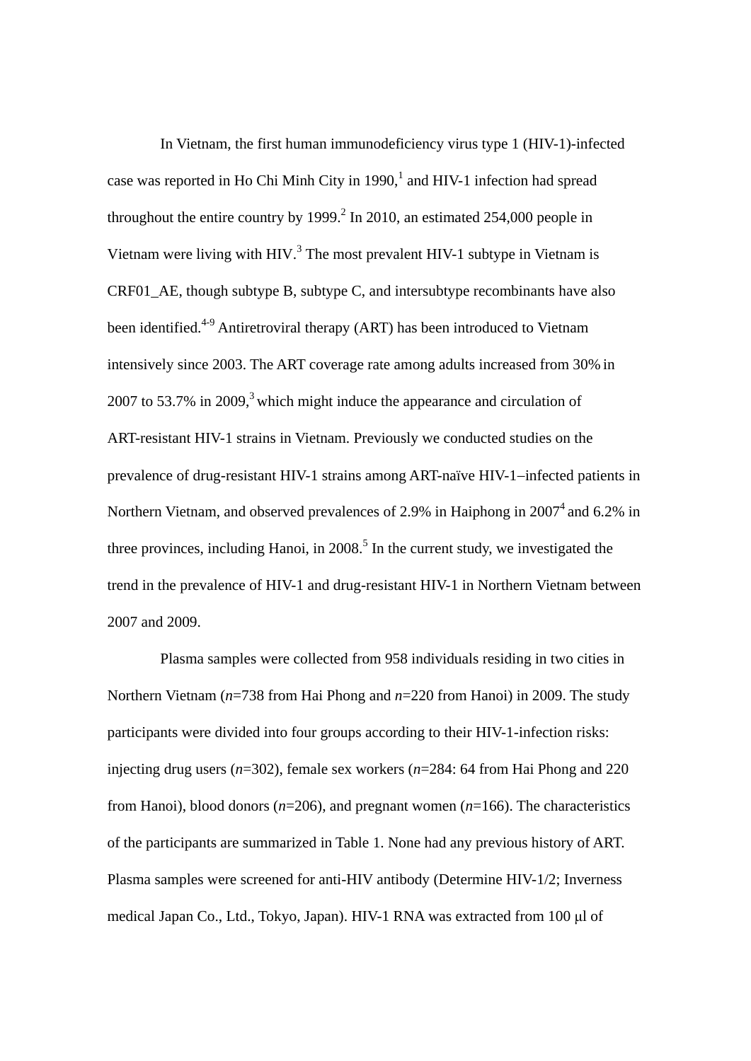In Vietnam, the first human immunodeficiency virus type 1 (HIV-1)-infected case was reported in Ho Chi Minh City in 1990,[1] and HIV-1 infection had spread throughout the entire country by 1999.[2] In 2010, an estimated 254,000 people in Vietnam were living with HIV.[3] The most prevalent HIV-1 subtype in Vietnam is CRF01_AE, though subtype B, subtype C, and intersubtype recombinants have also been identified.[4-9] Antiretroviral therapy (ART) has been introduced to Vietnam intensively since 2003. The ART coverage rate among adults increased from 30% in 2007 to 53.7% in 2009,[3] which might induce the appearance and circulation of ART-resistant HIV-1 strains in Vietnam. Previously we conducted studies on the prevalence of drug-resistant HIV-1 strains among ART-naïve HIV-1–infected patients in Northern Vietnam, and observed prevalences of 2.9% in Haiphong in 2007[4] and 6.2% in three provinces, including Hanoi, in 2008.[5] In the current study, we investigated the trend in the prevalence of HIV-1 and drug-resistant HIV-1 in Northern Vietnam between 2007 and 2009.

Plasma samples were collected from 958 individuals residing in two cities in Northern Vietnam (*n*=738 from Hai Phong and *n*=220 from Hanoi) in 2009. The study participants were divided into four groups according to their HIV-1-infection risks: injecting drug users (*n*=302), female sex workers (*n*=284: 64 from Hai Phong and 220 from Hanoi), blood donors (*n*=206), and pregnant women (*n*=166). The characteristics of the participants are summarized in Table 1. None had any previous history of ART. Plasma samples were screened for anti-HIV antibody (Determine HIV-1/2; Inverness medical Japan Co., Ltd., Tokyo, Japan). HIV-1 RNA was extracted from 100 μl of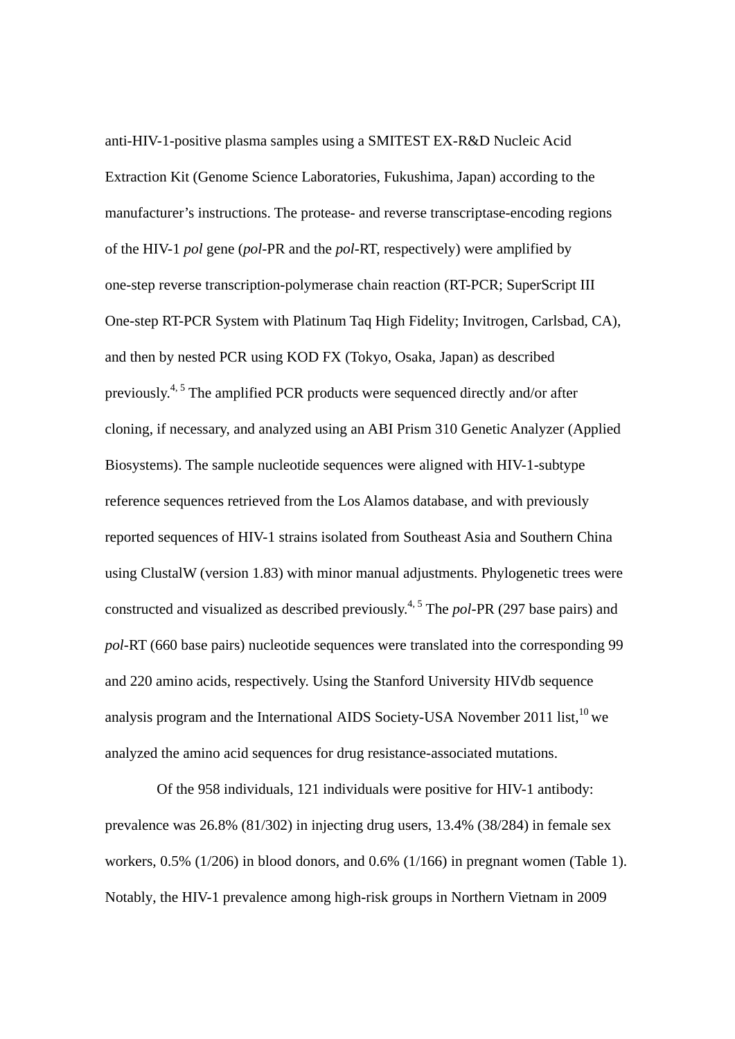anti-HIV-1-positive plasma samples using a SMITEST EX-R&D Nucleic Acid Extraction Kit (Genome Science Laboratories, Fukushima, Japan) according to the manufacturer's instructions. The protease- and reverse transcriptase-encoding regions of the HIV-1 *pol* gene (*pol*-PR and the *pol*-RT, respectively) were amplified by one-step reverse transcription-polymerase chain reaction (RT-PCR; SuperScript III One-step RT-PCR System with Platinum Taq High Fidelity; Invitrogen, Carlsbad, CA), and then by nested PCR using KOD FX (Tokyo, Osaka, Japan) as described previously.[4, 5] The amplified PCR products were sequenced directly and/or after cloning, if necessary, and analyzed using an ABI Prism 310 Genetic Analyzer (Applied Biosystems). The sample nucleotide sequences were aligned with HIV-1-subtype reference sequences retrieved from the Los Alamos database, and with previously reported sequences of HIV-1 strains isolated from Southeast Asia and Southern China using ClustalW (version 1.83) with minor manual adjustments. Phylogenetic trees were constructed and visualized as described previously.[4, 5] The *pol*-PR (297 base pairs) and *pol*-RT (660 base pairs) nucleotide sequences were translated into the corresponding 99 and 220 amino acids, respectively. Using the Stanford University HIVdb sequence analysis program and the International AIDS Society-USA November 2011 list,[10] we analyzed the amino acid sequences for drug resistance-associated mutations.

Of the 958 individuals, 121 individuals were positive for HIV-1 antibody: prevalence was 26.8% (81/302) in injecting drug users, 13.4% (38/284) in female sex workers, 0.5% (1/206) in blood donors, and 0.6% (1/166) in pregnant women (Table 1). Notably, the HIV-1 prevalence among high-risk groups in Northern Vietnam in 2009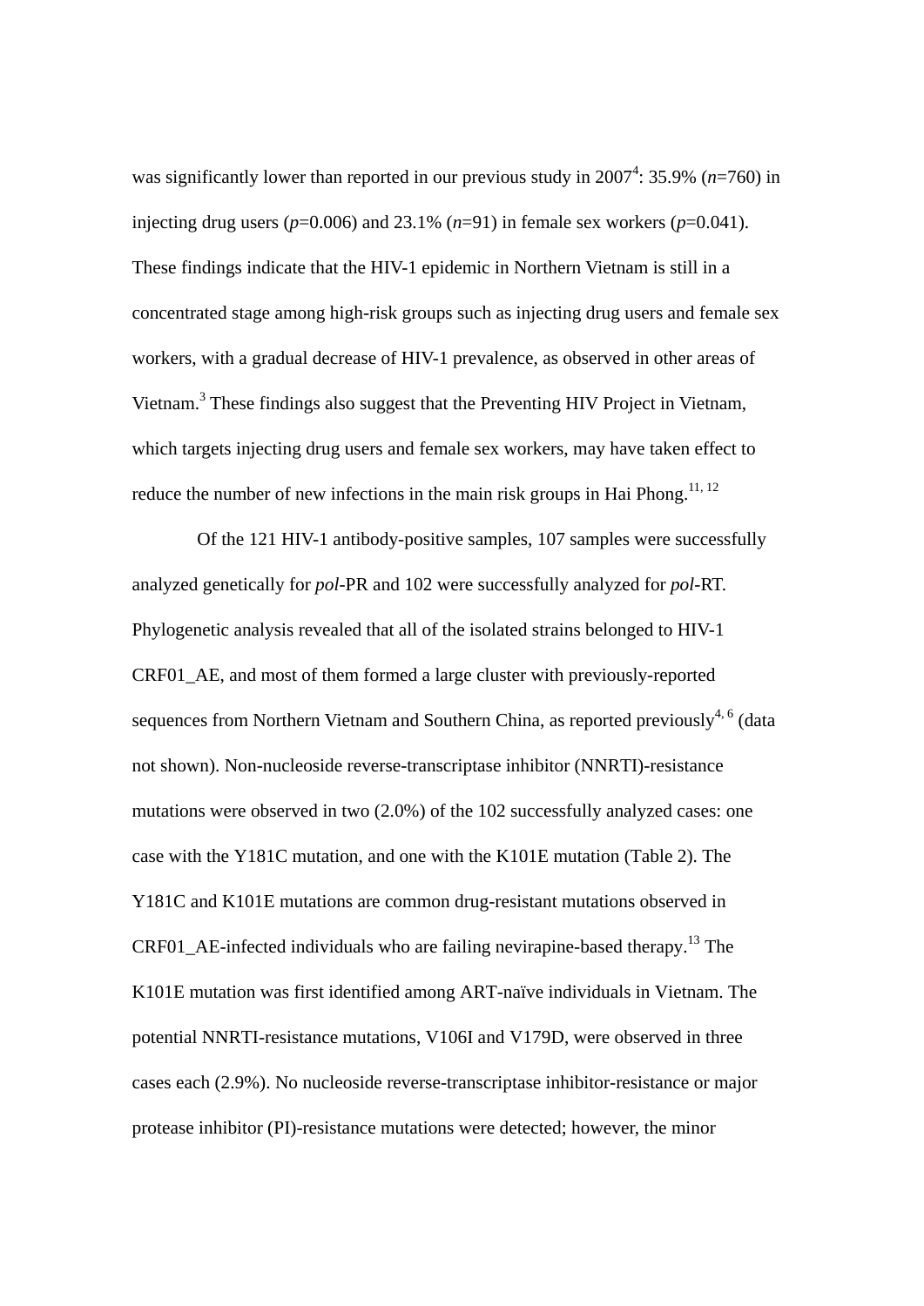was significantly lower than reported in our previous study in 2007[4]: 35.9% (*n*=760) in injecting drug users (*p*=0.006) and 23.1% (*n*=91) in female sex workers (*p*=0.041). These findings indicate that the HIV-1 epidemic in Northern Vietnam is still in a concentrated stage among high-risk groups such as injecting drug users and female sex workers, with a gradual decrease of HIV-1 prevalence, as observed in other areas of Vietnam.[3] These findings also suggest that the Preventing HIV Project in Vietnam, which targets injecting drug users and female sex workers, may have taken effect to reduce the number of new infections in the main risk groups in Hai Phong.[11, 12]

Of the 121 HIV-1 antibody-positive samples, 107 samples were successfully analyzed genetically for *pol*-PR and 102 were successfully analyzed for *pol*-RT. Phylogenetic analysis revealed that all of the isolated strains belonged to HIV-1 CRF01_AE, and most of them formed a large cluster with previously-reported sequences from Northern Vietnam and Southern China, as reported previously[4, 6] (data not shown). Non-nucleoside reverse-transcriptase inhibitor (NNRTI)-resistance mutations were observed in two (2.0%) of the 102 successfully analyzed cases: one case with the Y181C mutation, and one with the K101E mutation (Table 2). The Y181C and K101E mutations are common drug-resistant mutations observed in CRF01_AE-infected individuals who are failing nevirapine-based therapy.[13] The K101E mutation was first identified among ART-naïve individuals in Vietnam. The potential NNRTI-resistance mutations, V106I and V179D, were observed in three cases each (2.9%). No nucleoside reverse-transcriptase inhibitor-resistance or major protease inhibitor (PI)-resistance mutations were detected; however, the minor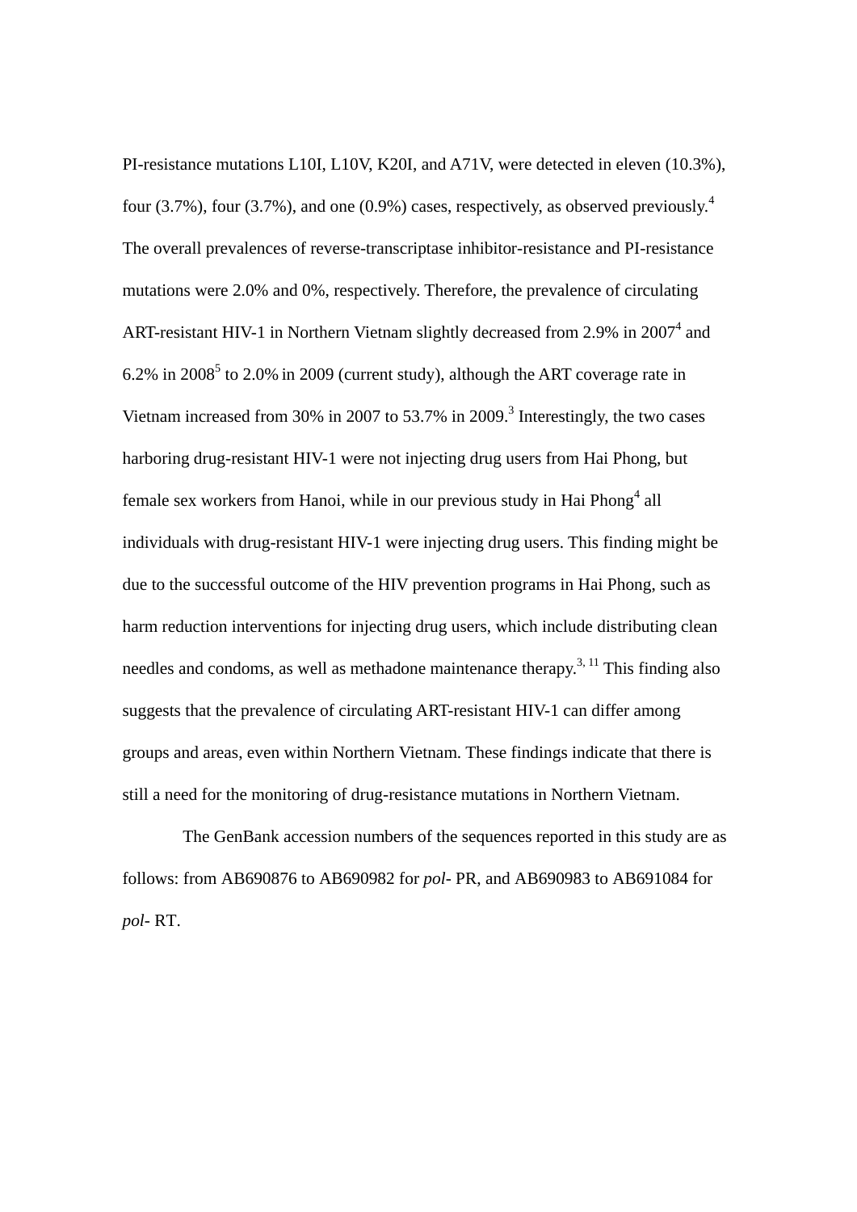PI-resistance mutations L10I, L10V, K20I, and A71V, were detected in eleven (10.3%), four (3.7%), four (3.7%), and one (0.9%) cases, respectively, as observed previously.[4] The overall prevalences of reverse-transcriptase inhibitor-resistance and PI-resistance mutations were 2.0% and 0%, respectively. Therefore, the prevalence of circulating ART-resistant HIV-1 in Northern Vietnam slightly decreased from 2.9% in 2007[4] and 6.2% in 2008[5] to 2.0% in 2009 (current study), although the ART coverage rate in Vietnam increased from 30% in 2007 to 53.7% in 2009.[3] Interestingly, the two cases harboring drug-resistant HIV-1 were not injecting drug users from Hai Phong, but female sex workers from Hanoi, while in our previous study in Hai Phong[4] all individuals with drug-resistant HIV-1 were injecting drug users. This finding might be due to the successful outcome of the HIV prevention programs in Hai Phong, such as harm reduction interventions for injecting drug users, which include distributing clean needles and condoms, as well as methadone maintenance therapy.[3, 11] This finding also suggests that the prevalence of circulating ART-resistant HIV-1 can differ among groups and areas, even within Northern Vietnam. These findings indicate that there is still a need for the monitoring of drug-resistance mutations in Northern Vietnam.

The GenBank accession numbers of the sequences reported in this study are as follows: from AB690876 to AB690982 for *pol*- PR, and AB690983 to AB691084 for *pol*- RT.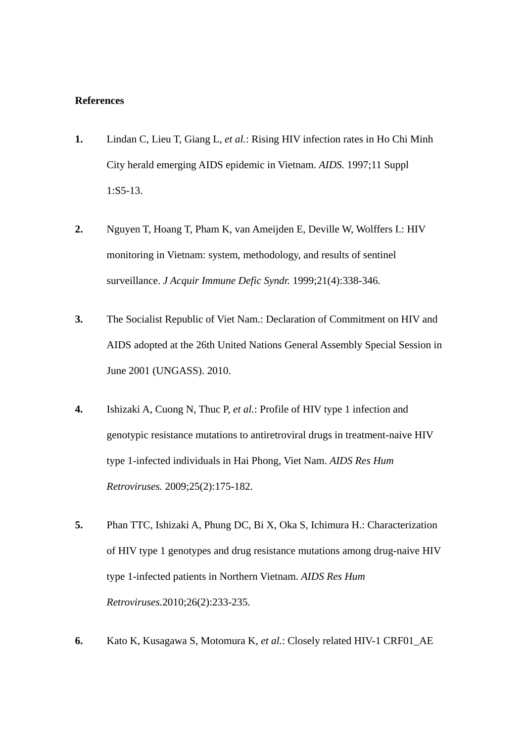**References**

1. Lindan C, Lieu T, Giang L, *et al.*: Rising HIV infection rates in Ho Chi Minh City herald emerging AIDS epidemic in Vietnam. *AIDS.* 1997;11 Suppl 1:S5-13.

2. Nguyen T, Hoang T, Pham K, van Ameijden E, Deville W, Wolffers I.: HIV monitoring in Vietnam: system, methodology, and results of sentinel surveillance. *J Acquir Immune Defic Syndr.* 1999;21(4):338-346.

3. The Socialist Republic of Viet Nam.: Declaration of Commitment on HIV and AIDS adopted at the 26th United Nations General Assembly Special Session in June 2001 (UNGASS). 2010.

4. Ishizaki A, Cuong N, Thuc P, *et al.*: Profile of HIV type 1 infection and genotypic resistance mutations to antiretroviral drugs in treatment-naive HIV type 1-infected individuals in Hai Phong, Viet Nam. *AIDS Res Hum Retroviruses.* 2009;25(2):175-182.

5. Phan TTC, Ishizaki A, Phung DC, Bi X, Oka S, Ichimura H.: Characterization of HIV type 1 genotypes and drug resistance mutations among drug-naive HIV type 1-infected patients in Northern Vietnam. *AIDS Res Hum Retroviruses.*2010;26(2):233-235.

6. Kato K, Kusagawa S, Motomura K, *et al.*: Closely related HIV-1 CRF01_AE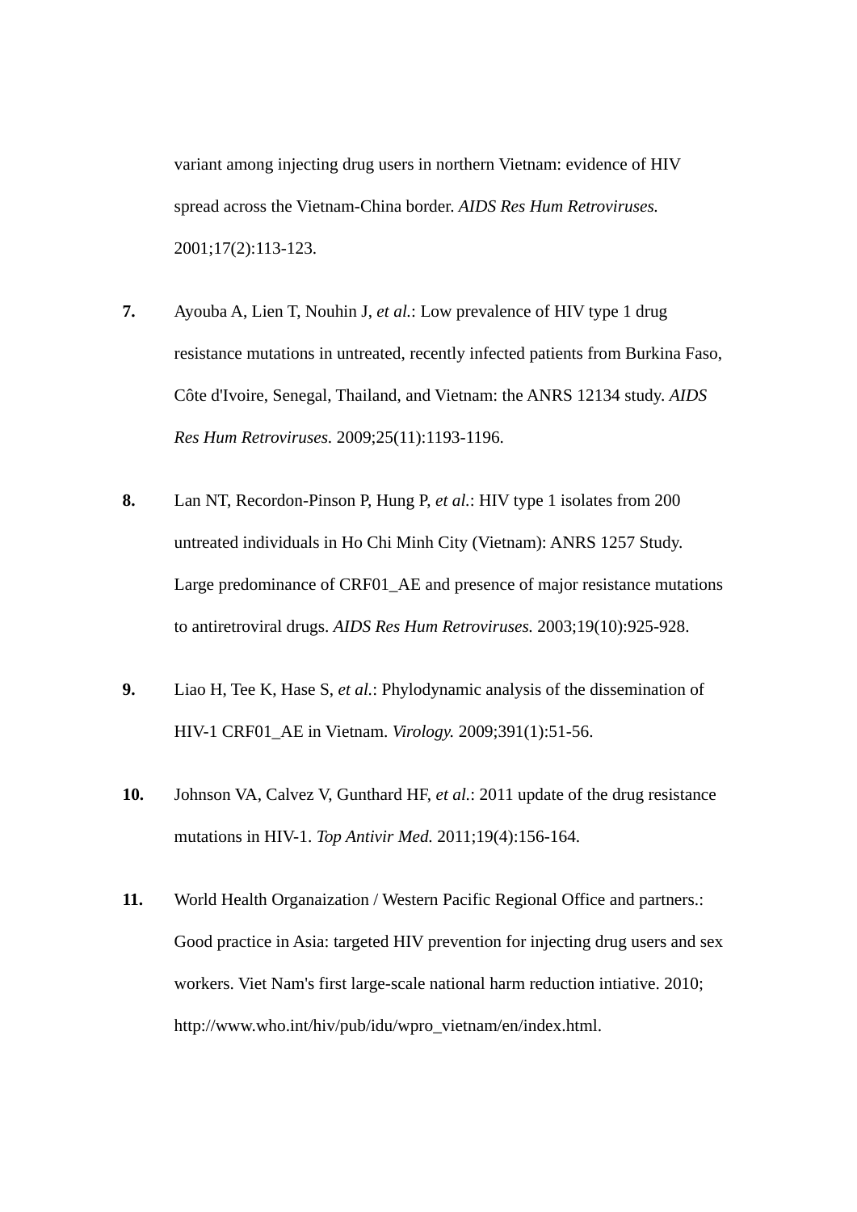variant among injecting drug users in northern Vietnam: evidence of HIV spread across the Vietnam-China border. *AIDS Res Hum Retroviruses.* 2001;17(2):113-123.

**7.** Ayouba A, Lien T, Nouhin J, *et al.*: Low prevalence of HIV type 1 drug resistance mutations in untreated, recently infected patients from Burkina Faso, Côte d'Ivoire, Senegal, Thailand, and Vietnam: the ANRS 12134 study. *AIDS Res Hum Retroviruses.* 2009;25(11):1193-1196.

**8.** Lan NT, Recordon-Pinson P, Hung P, *et al.*: HIV type 1 isolates from 200 untreated individuals in Ho Chi Minh City (Vietnam): ANRS 1257 Study. Large predominance of CRF01_AE and presence of major resistance mutations to antiretroviral drugs. *AIDS Res Hum Retroviruses.* 2003;19(10):925-928.

**9.** Liao H, Tee K, Hase S, *et al.*: Phylodynamic analysis of the dissemination of HIV-1 CRF01_AE in Vietnam. *Virology.* 2009;391(1):51-56.

**10.** Johnson VA, Calvez V, Gunthard HF, *et al.*: 2011 update of the drug resistance mutations in HIV-1. *Top Antivir Med.* 2011;19(4):156-164.

**11.** World Health Organaization / Western Pacific Regional Office and partners.: Good practice in Asia: targeted HIV prevention for injecting drug users and sex workers. Viet Nam's first large-scale national harm reduction intiative. 2010; http://www.who.int/hiv/pub/idu/wpro_vietnam/en/index.html.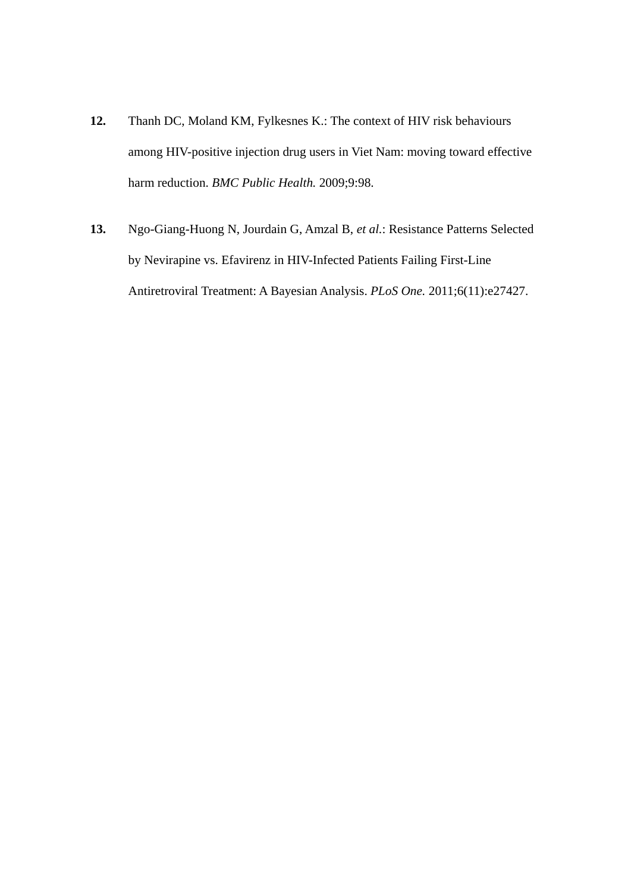**12.** Thanh DC, Moland KM, Fylkesnes K.: The context of HIV risk behaviours among HIV-positive injection drug users in Viet Nam: moving toward effective harm reduction. *BMC Public Health.* 2009;9:98.

**13.** Ngo-Giang-Huong N, Jourdain G, Amzal B, *et al.*: Resistance Patterns Selected by Nevirapine vs. Efavirenz in HIV-Infected Patients Failing First-Line Antiretroviral Treatment: A Bayesian Analysis. *PLoS One.* 2011;6(11):e27427.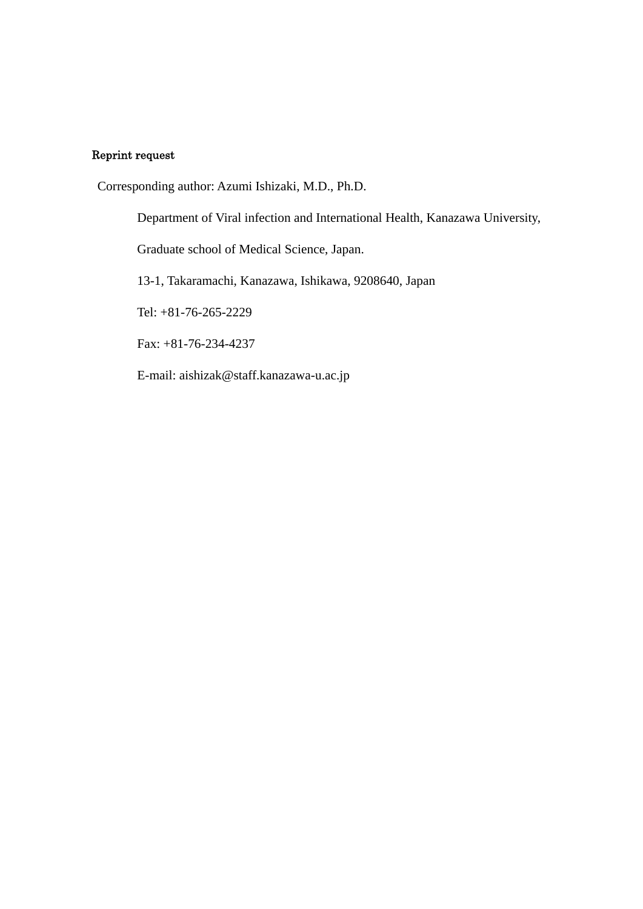**Reprint request**

Corresponding author: Azumi Ishizaki, M.D., Ph.D.

Department of Viral infection and International Health, Kanazawa University,

Graduate school of Medical Science, Japan.

13-1, Takaramachi, Kanazawa, Ishikawa, 9208640, Japan

Tel: +81-76-265-2229

Fax: +81-76-234-4237

E-mail: aishizak@staff.kanazawa-u.ac.jp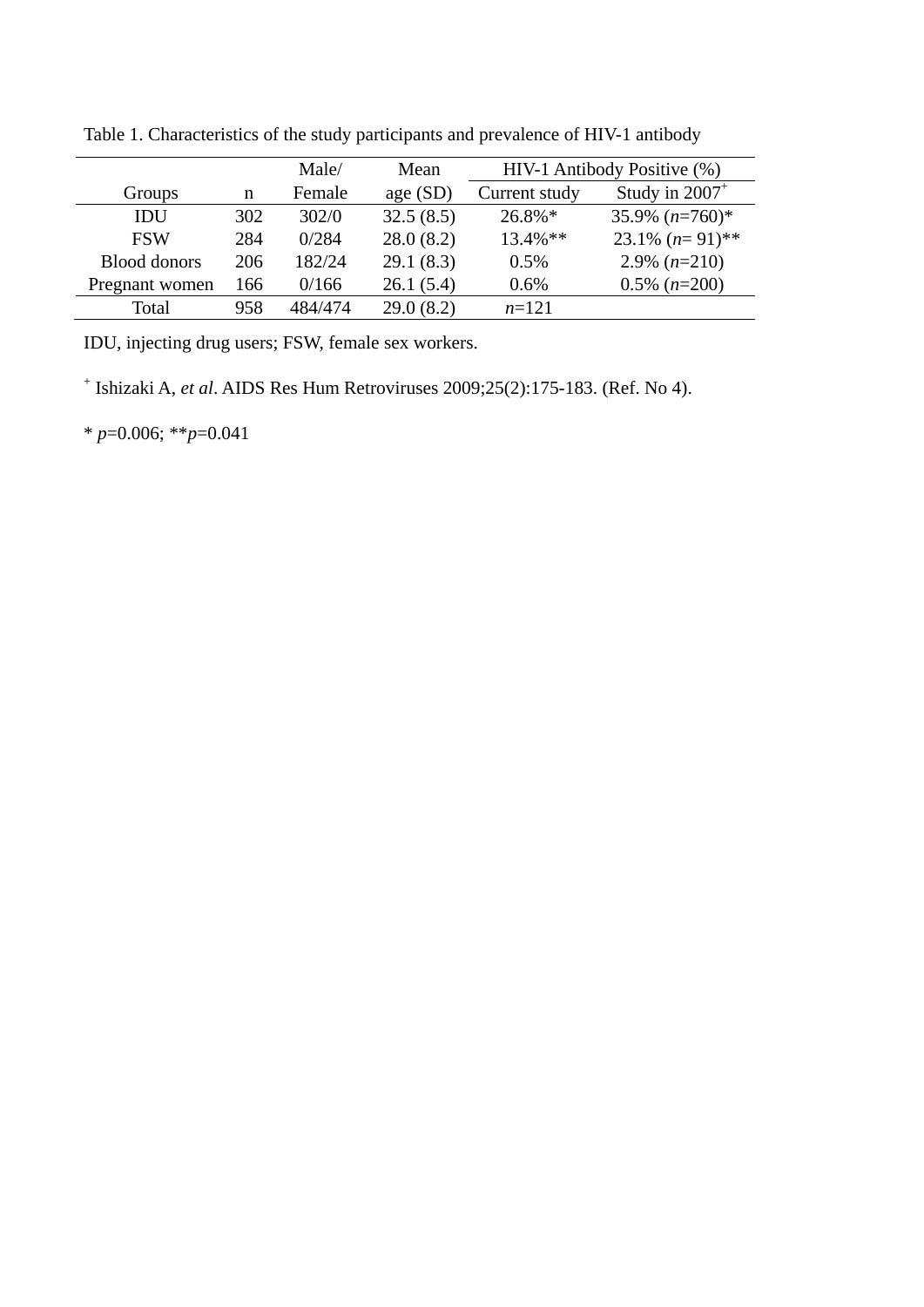Table 1. Characteristics of the study participants and prevalence of HIV-1 antibody

| Groups | n | Male/ Female | Mean age (SD) | HIV-1 Antibody Positive (%) | |
|---|---|---|---|---|---|
| | | | | Current study | Study in 2007+ |
| IDU | 302 | 302/0 | 32.5 (8.5) | 26.8%* | 35.9% (*n*=760)* |
| FSW | 284 | 0/284 | 28.0 (8.2) | 13.4%** | 23.1% (*n*= 91)** |
| Blood donors | 206 | 182/24 | 29.1 (8.3) | 0.5% | 2.9% (*n*=210) |
| Pregnant women | 166 | 0/166 | 26.1 (5.4) | 0.6% | 0.5% (*n*=200) |
| Total | 958 | 484/474 | 29.0 (8.2) | *n*=121 | |

IDU, injecting drug users; FSW, female sex workers.

+ Ishizaki A, *et al*. AIDS Res Hum Retroviruses 2009;25(2):175-183. (Ref. No 4).

* $p=0.006$; ** $p=0.041$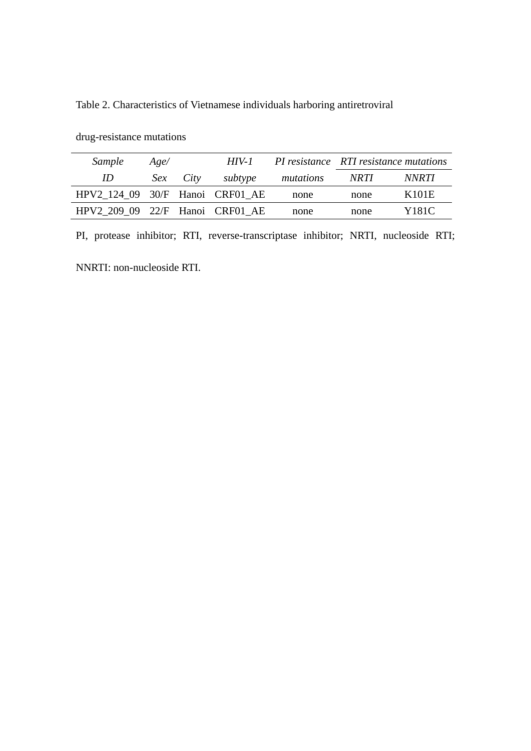Table 2. Characteristics of Vietnamese individuals harboring antiretroviral drug-resistance mutations

| *Sample ID* | *Age/ Sex* | *City* | *HIV-1 subtype* | *PI resistance mutations* | *RTI resistance mutations* | |
|---|---|---|---|---|---|---|
| | | | | | *NRTI* | *NNRTI* |
| HPV2_124_09 | 30/F | Hanoi | CRF01_AE | none | none | K101E |
| HPV2_209_09 | 22/F | Hanoi | CRF01_AE | none | none | Y181C |

PI, protease inhibitor; RTI, reverse-transcriptase inhibitor; NRTI, nucleoside RTI; NNRTI: non-nucleoside RTI.